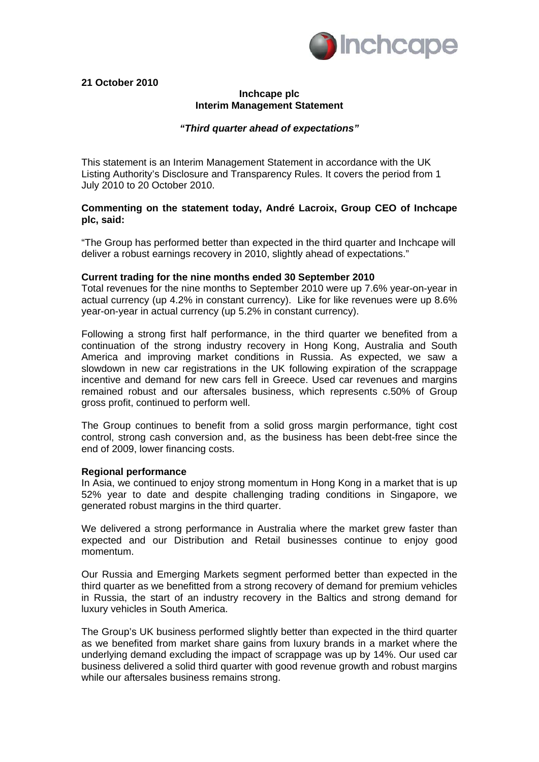**21 October 2010**

**Inchcape plc**
**Interim Management Statement**

***"Third quarter ahead of expectations"***

This statement is an Interim Management Statement in accordance with the UK Listing Authority's Disclosure and Transparency Rules. It covers the period from 1 July 2010 to 20 October 2010.

**Commenting on the statement today, André Lacroix, Group CEO of Inchcape plc, said:**

"The Group has performed better than expected in the third quarter and Inchcape will deliver a robust earnings recovery in 2010, slightly ahead of expectations."

**Current trading for the nine months ended 30 September 2010**

Total revenues for the nine months to September 2010 were up 7.6% year-on-year in actual currency (up 4.2% in constant currency). Like for like revenues were up 8.6% year-on-year in actual currency (up 5.2% in constant currency).

Following a strong first half performance, in the third quarter we benefited from a continuation of the strong industry recovery in Hong Kong, Australia and South America and improving market conditions in Russia. As expected, we saw a slowdown in new car registrations in the UK following expiration of the scrappage incentive and demand for new cars fell in Greece. Used car revenues and margins remained robust and our aftersales business, which represents c.50% of Group gross profit, continued to perform well.

The Group continues to benefit from a solid gross margin performance, tight cost control, strong cash conversion and, as the business has been debt-free since the end of 2009, lower financing costs.

**Regional performance**

In Asia, we continued to enjoy strong momentum in Hong Kong in a market that is up 52% year to date and despite challenging trading conditions in Singapore, we generated robust margins in the third quarter.

We delivered a strong performance in Australia where the market grew faster than expected and our Distribution and Retail businesses continue to enjoy good momentum.

Our Russia and Emerging Markets segment performed better than expected in the third quarter as we benefitted from a strong recovery of demand for premium vehicles in Russia, the start of an industry recovery in the Baltics and strong demand for luxury vehicles in South America.

The Group's UK business performed slightly better than expected in the third quarter as we benefited from market share gains from luxury brands in a market where the underlying demand excluding the impact of scrappage was up by 14%. Our used car business delivered a solid third quarter with good revenue growth and robust margins while our aftersales business remains strong.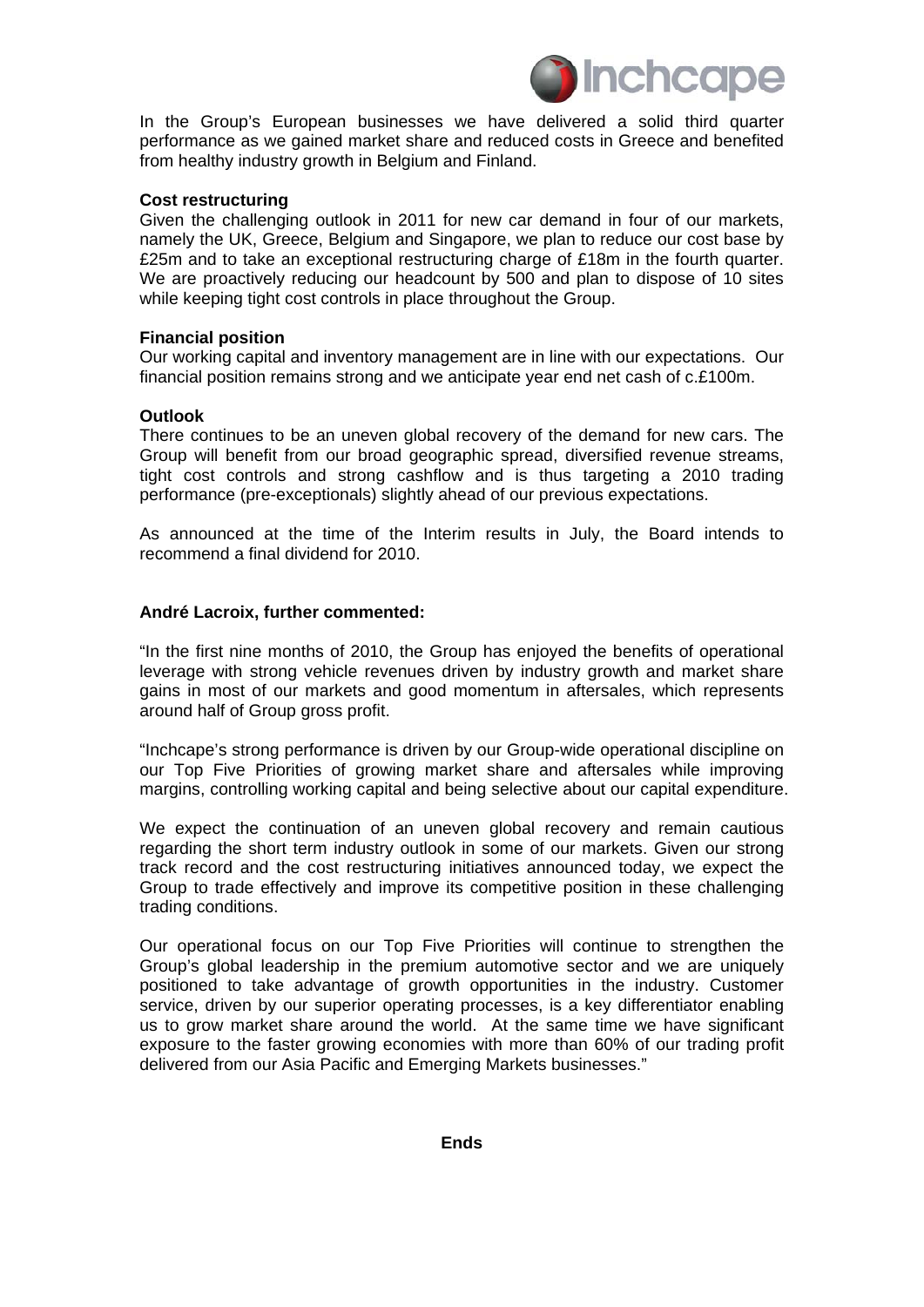In the Group's European businesses we have delivered a solid third quarter performance as we gained market share and reduced costs in Greece and benefited from healthy industry growth in Belgium and Finland.

**Cost restructuring**

Given the challenging outlook in 2011 for new car demand in four of our markets, namely the UK, Greece, Belgium and Singapore, we plan to reduce our cost base by £25m and to take an exceptional restructuring charge of £18m in the fourth quarter. We are proactively reducing our headcount by 500 and plan to dispose of 10 sites while keeping tight cost controls in place throughout the Group.

**Financial position**

Our working capital and inventory management are in line with our expectations. Our financial position remains strong and we anticipate year end net cash of c.£100m.

**Outlook**

There continues to be an uneven global recovery of the demand for new cars. The Group will benefit from our broad geographic spread, diversified revenue streams, tight cost controls and strong cashflow and is thus targeting a 2010 trading performance (pre-exceptionals) slightly ahead of our previous expectations.

As announced at the time of the Interim results in July, the Board intends to recommend a final dividend for 2010.

**André Lacroix, further commented:**

"In the first nine months of 2010, the Group has enjoyed the benefits of operational leverage with strong vehicle revenues driven by industry growth and market share gains in most of our markets and good momentum in aftersales, which represents around half of Group gross profit.

"Inchcape's strong performance is driven by our Group-wide operational discipline on our Top Five Priorities of growing market share and aftersales while improving margins, controlling working capital and being selective about our capital expenditure.

We expect the continuation of an uneven global recovery and remain cautious regarding the short term industry outlook in some of our markets. Given our strong track record and the cost restructuring initiatives announced today, we expect the Group to trade effectively and improve its competitive position in these challenging trading conditions.

Our operational focus on our Top Five Priorities will continue to strengthen the Group's global leadership in the premium automotive sector and we are uniquely positioned to take advantage of growth opportunities in the industry. Customer service, driven by our superior operating processes, is a key differentiator enabling us to grow market share around the world. At the same time we have significant exposure to the faster growing economies with more than 60% of our trading profit delivered from our Asia Pacific and Emerging Markets businesses."

**Ends**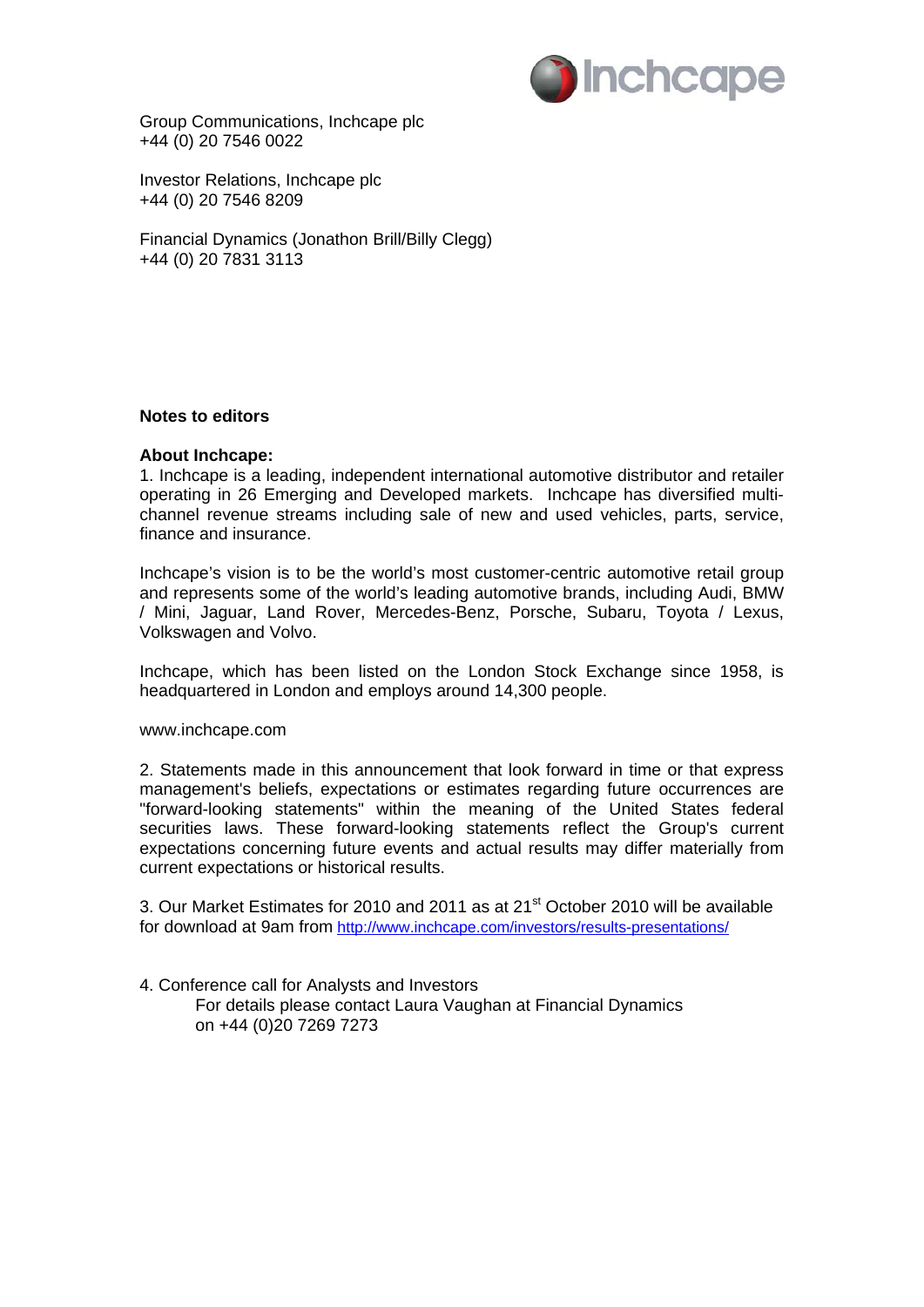Group Communications, Inchcape plc
+44 (0) 20 7546 0022

Investor Relations, Inchcape plc
+44 (0) 20 7546 8209

Financial Dynamics (Jonathon Brill/Billy Clegg)
+44 (0) 20 7831 3113

**Notes to editors**

**About Inchcape:**

1. Inchcape is a leading, independent international automotive distributor and retailer operating in 26 Emerging and Developed markets. Inchcape has diversified multi-channel revenue streams including sale of new and used vehicles, parts, service, finance and insurance.

Inchcape's vision is to be the world's most customer-centric automotive retail group and represents some of the world's leading automotive brands, including Audi, BMW / Mini, Jaguar, Land Rover, Mercedes-Benz, Porsche, Subaru, Toyota / Lexus, Volkswagen and Volvo.

Inchcape, which has been listed on the London Stock Exchange since 1958, is headquartered in London and employs around 14,300 people.

www.inchcape.com

2. Statements made in this announcement that look forward in time or that express management's beliefs, expectations or estimates regarding future occurrences are "forward-looking statements" within the meaning of the United States federal securities laws. These forward-looking statements reflect the Group's current expectations concerning future events and actual results may differ materially from current expectations or historical results.

3. Our Market Estimates for 2010 and 2011 as at 21st October 2010 will be available for download at 9am from http://www.inchcape.com/investors/results-presentations/

4. Conference call for Analysts and Investors
   For details please contact Laura Vaughan at Financial Dynamics on +44 (0)20 7269 7273